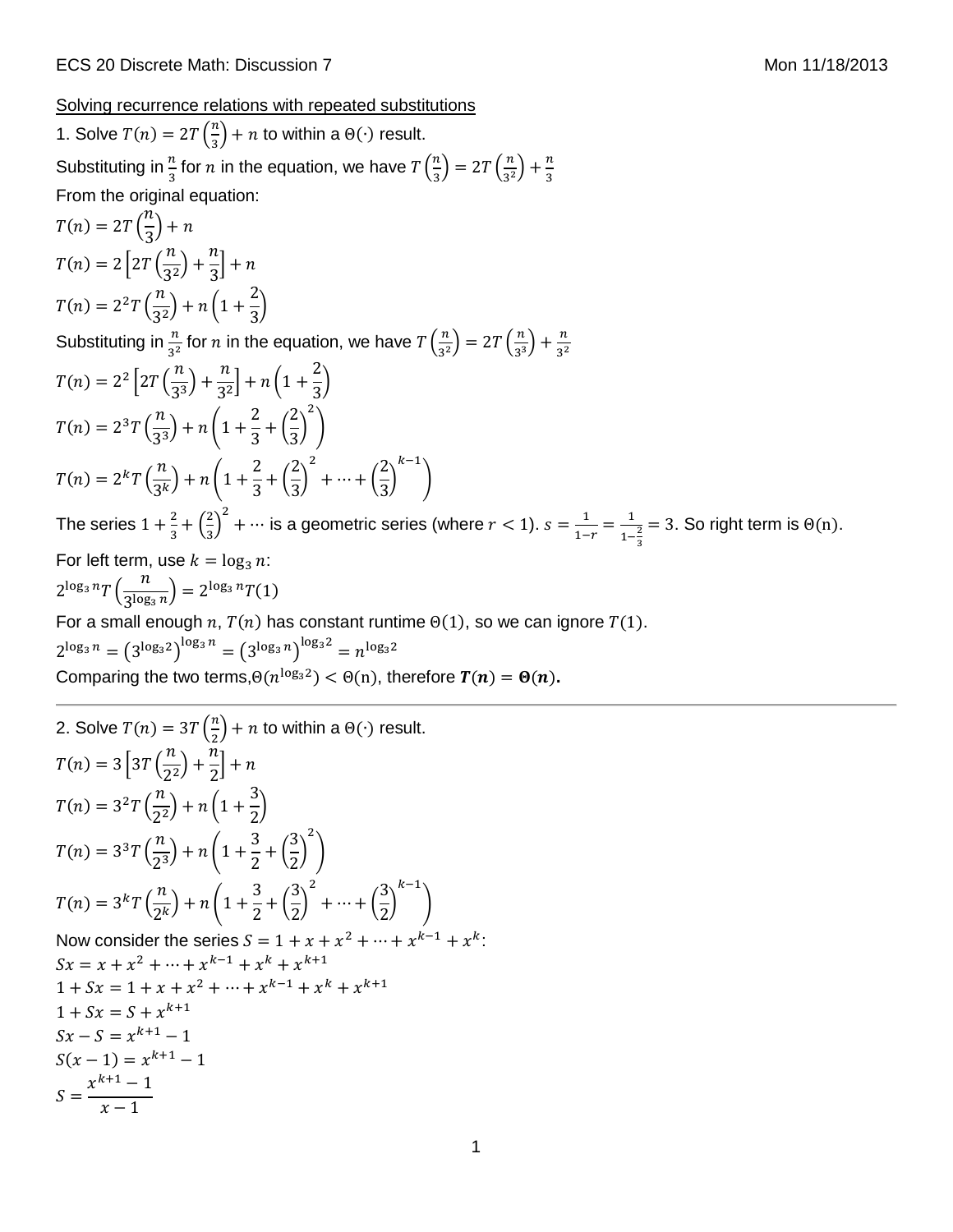ECS 20 Discrete Math: Discussion 7 Mon 11/18/2013

Solving recurrence relations with repeated substitutions

1. Solve $T(n) = 2T\left(\frac{n}{3}\right) + n$ to within a $\Theta(\cdot)$ result.

Substituting in $\frac{n}{3}$ for $n$ in the equation, we have $T\left(\frac{n}{3}\right) = 2T\left(\frac{n}{3^2}\right) + \frac{n}{3}$

From the original equation:

$$T(n) = 2T\left(\frac{n}{3}\right) + n$$

$$T(n) = 2\left[2T\left(\frac{n}{3^2}\right) + \frac{n}{3}\right] + n$$

$$T(n) = 2^2T\left(\frac{n}{3^2}\right) + n\left(1 + \frac{2}{3}\right)$$

Substituting in $\frac{n}{3^2}$ for $n$ in the equation, we have $T\left(\frac{n}{3^2}\right) = 2T\left(\frac{n}{3^3}\right) + \frac{n}{3^2}$

$$T(n) = 2^2\left[2T\left(\frac{n}{3^3}\right) + \frac{n}{3^2}\right] + n\left(1 + \frac{2}{3}\right)$$

$$T(n) = 2^3T\left(\frac{n}{3^3}\right) + n\left(1 + \frac{2}{3} + \left(\frac{2}{3}\right)^2\right)$$

$$T(n) = 2^kT\left(\frac{n}{3^k}\right) + n\left(1 + \frac{2}{3} + \left(\frac{2}{3}\right)^2 + \cdots + \left(\frac{2}{3}\right)^{k-1}\right)$$

The series $1 + \frac{2}{3} + \left(\frac{2}{3}\right)^2 + \cdots$ is a geometric series (where $r < 1$). $s = \frac{1}{1-r} = \frac{1}{1-\frac{2}{3}} = 3$. So right term is $\Theta(\mathrm{n})$.

For left term, use $k = \log_3 n$:

$$2^{\log_3 n}T\left(\frac{n}{3^{\log_3 n}}\right) = 2^{\log_3 n}T(1)$$

For a small enough $n$, $T(n)$ has constant runtime $\Theta(1)$, so we can ignore $T(1)$.

$$2^{\log_3 n} = \left(3^{\log_3 2}\right)^{\log_3 n} = \left(3^{\log_3 n}\right)^{\log_3 2} = n^{\log_3 2}$$

Comparing the two terms, $\Theta(n^{\log_3 2}) < \Theta(\mathrm{n})$, therefore $\boldsymbol{T(n) = \Theta(n)}$.

---

2. Solve $T(n) = 3T\left(\frac{n}{2}\right) + n$ to within a $\Theta(\cdot)$ result.

$$T(n) = 3\left[3T\left(\frac{n}{2^2}\right) + \frac{n}{2}\right] + n$$

$$T(n) = 3^2T\left(\frac{n}{2^2}\right) + n\left(1 + \frac{3}{2}\right)$$

$$T(n) = 3^3T\left(\frac{n}{2^3}\right) + n\left(1 + \frac{3}{2} + \left(\frac{3}{2}\right)^2\right)$$

$$T(n) = 3^kT\left(\frac{n}{2^k}\right) + n\left(1 + \frac{3}{2} + \left(\frac{3}{2}\right)^2 + \cdots + \left(\frac{3}{2}\right)^{k-1}\right)$$

Now consider the series $S = 1 + x + x^2 + \cdots + x^{k-1} + x^k$:

$$Sx = x + x^2 + \cdots + x^{k-1} + x^k + x^{k+1}$$

$$1 + Sx = 1 + x + x^2 + \cdots + x^{k-1} + x^k + x^{k+1}$$

$$1 + Sx = S + x^{k+1}$$

$$Sx - S = x^{k+1} - 1$$

$$S(x-1) = x^{k+1} - 1$$

$$S = \frac{x^{k+1} - 1}{x - 1}$$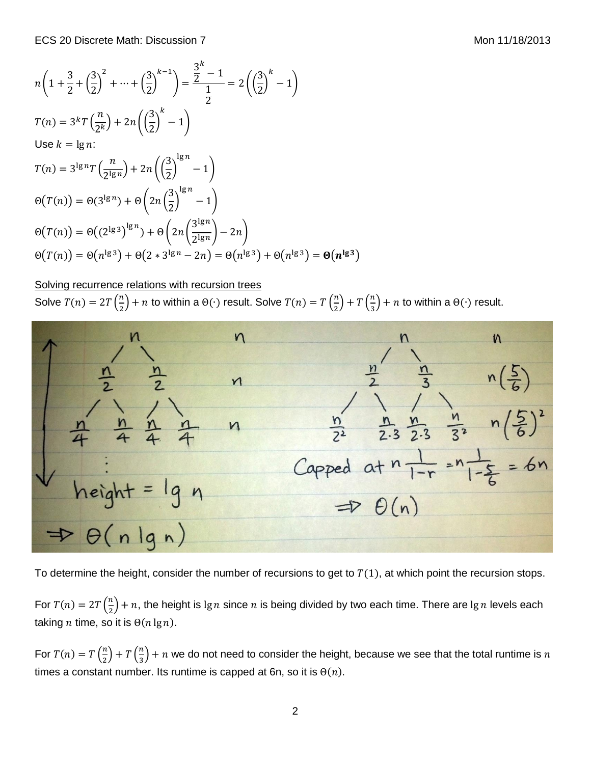$$n\left(1+\frac{3}{2}+\left(\frac{3}{2}\right)^2+\cdots+\left(\frac{3}{2}\right)^{k-1}\right)=\frac{\frac{3}{2}^k-1}{\frac{1}{2}}=2\left(\left(\frac{3}{2}\right)^k-1\right)$$

$$T(n)=3^kT\left(\frac{n}{2^k}\right)+2n\left(\left(\frac{3}{2}\right)^k-1\right)$$

Use $k=\lg n$:

$$T(n)=3^{\lg n}T\left(\frac{n}{2^{\lg n}}\right)+2n\left(\left(\frac{3}{2}\right)^{\lg n}-1\right)$$

$$\Theta(T(n))=\Theta(3^{\lg n})+\Theta\left(2n\left(\frac{3}{2}\right)^{\lg n}-1\right)$$

$$\Theta(T(n))=\Theta((2^{\lg 3})^{\lg n})+\Theta\left(2n\left(\frac{3^{\lg n}}{2^{\lg n}}\right)-2n\right)$$

$$\Theta(T(n))=\Theta(n^{\lg 3})+\Theta(2*3^{\lg n}-2n)=\Theta(n^{\lg 3})+\Theta(n^{\lg 3})=\mathbf{\Theta(n^{\lg 3})}$$

<u>Solving recurrence relations with recursion trees</u>

Solve $T(n)=2T\left(\frac{n}{2}\right)+n$ to within a $\Theta(\cdot)$ result. Solve $T(n)=T\left(\frac{n}{2}\right)+T\left(\frac{n}{3}\right)+n$ to within a $\Theta(\cdot)$ result.

To determine the height, consider the number of recursions to get to $T(1)$, at which point the recursion stops.

For $T(n)=2T\left(\frac{n}{2}\right)+n$, the height is $\lg n$ since $n$ is being divided by two each time. There are $\lg n$ levels each taking $n$ time, so it is $\Theta(n\lg n)$.

For $T(n)=T\left(\frac{n}{2}\right)+T\left(\frac{n}{3}\right)+n$ we do not need to consider the height, because we see that the total runtime is $n$ times a constant number. Its runtime is capped at 6n, so it is $\Theta(n)$.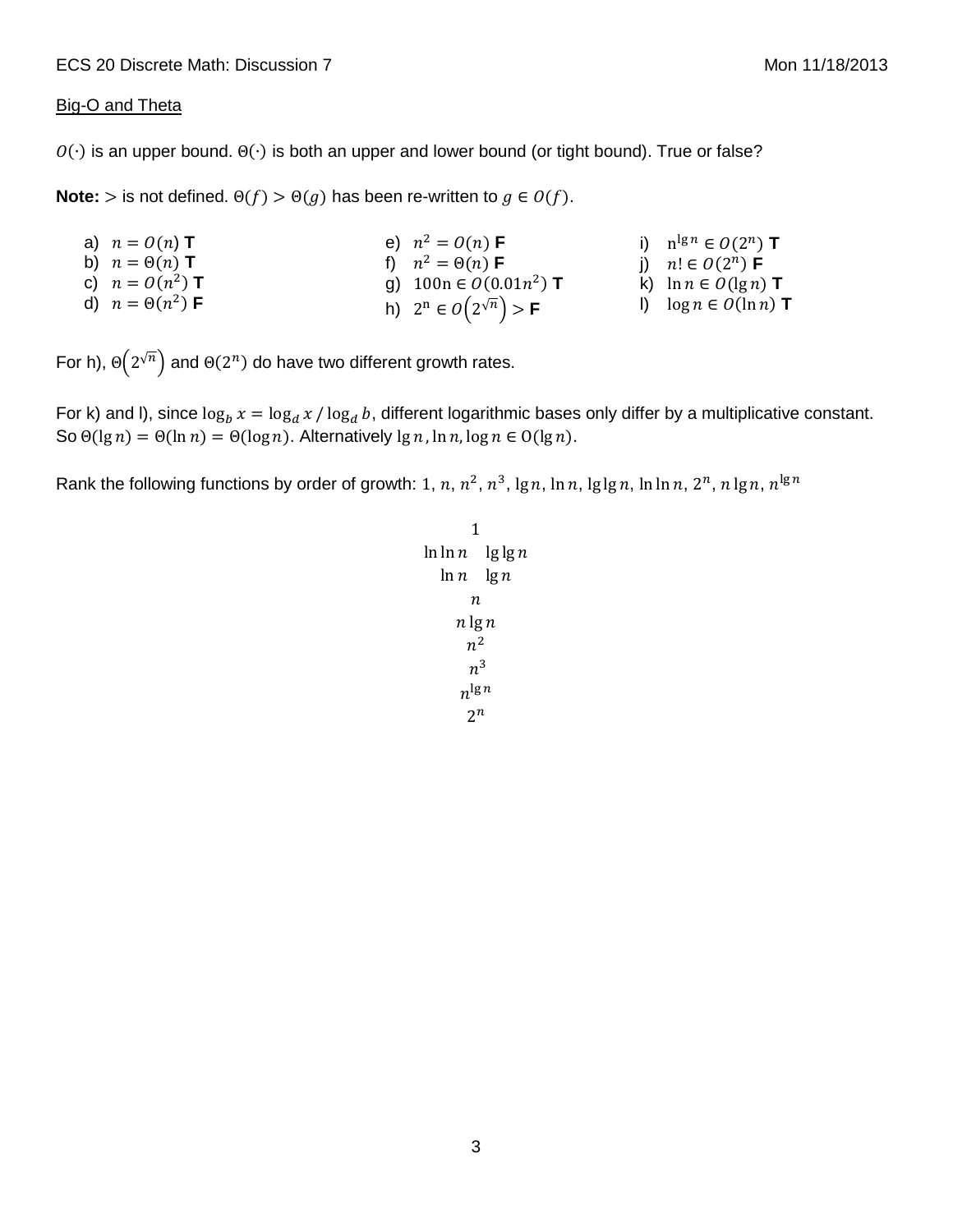## Big-O and Theta

$O(\cdot)$ is an upper bound. $\Theta(\cdot)$ is both an upper and lower bound (or tight bound). True or false?

**Note:** $>$ is not defined. $\Theta(f) > \Theta(g)$ has been re-written to $g \in O(f)$.

a) $n = O(n)$ **T**
b) $n = \Theta(n)$ **T**
c) $n = O(n^2)$ **T**
d) $n = \Theta(n^2)$ **F**
e) $n^2 = O(n)$ **F**
f) $n^2 = \Theta(n)$ **F**
g) $100\text{n} \in O(0.01n^2)$ **T**
h) $2^{\text{n}} \in O\left(2^{\sqrt{n}}\right) >$ **F**
i) $\text{n}^{\lg n} \in O(2^n)$ **T**
j) $n! \in O(2^n)$ **F**
k) $\ln n \in O(\lg n)$ **T**
l) $\log n \in O(\ln n)$ **T**

For h), $\Theta\left(2^{\sqrt{n}}\right)$ and $\Theta(2^n)$ do have two different growth rates.

For k) and l), since $\log_b x = \log_d x \,/\, \log_d b$, different logarithmic bases only differ by a multiplicative constant. So $\Theta(\lg n) = \Theta(\ln n) = \Theta(\log n)$. Alternatively $\lg n, \ln n, \log n \in \mathrm{O}(\lg n)$.

Rank the following functions by order of growth: $1$, $n$, $n^2$, $n^3$, $\lg n$, $\ln n$, $\lg \lg n$, $\ln \ln n$, $2^n$, $n \lg n$, $n^{\lg n}$

$1$

$\ln \ln n \quad \lg \lg n$

$\ln n \quad \lg n$

$n$

$n \lg n$

$n^2$

$n^3$

$n^{\lg n}$

$2^n$